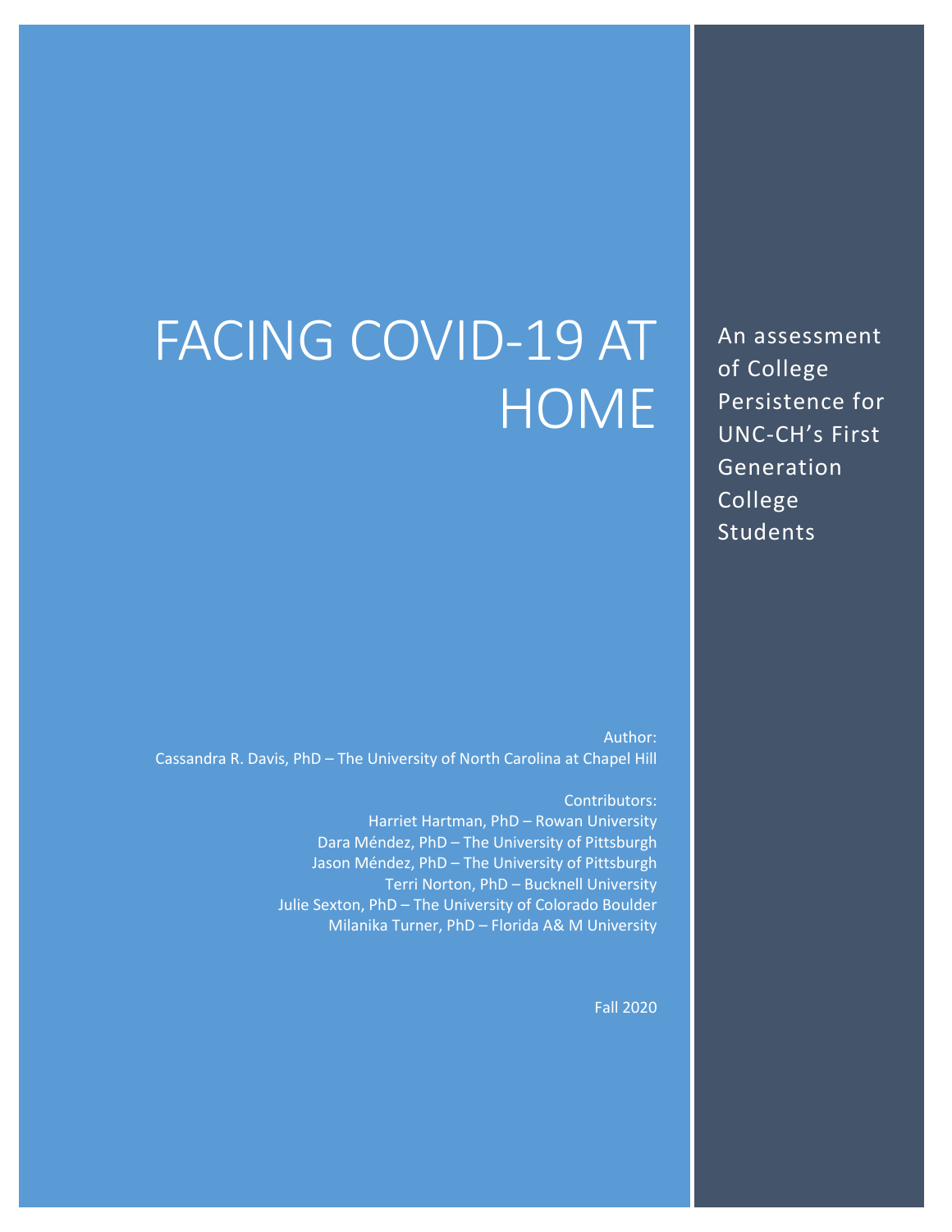# FACING COVID-19 AT HOME

An assessment of College Persistence for UNC-CH's First Generation College Students

Author:
Cassandra R. Davis, PhD – The University of North Carolina at Chapel Hill

Contributors:
Harriet Hartman, PhD – Rowan University
Dara Méndez, PhD – The University of Pittsburgh
Jason Méndez, PhD – The University of Pittsburgh
Terri Norton, PhD – Bucknell University
Julie Sexton, PhD – The University of Colorado Boulder
Milanika Turner, PhD – Florida A& M University

Fall 2020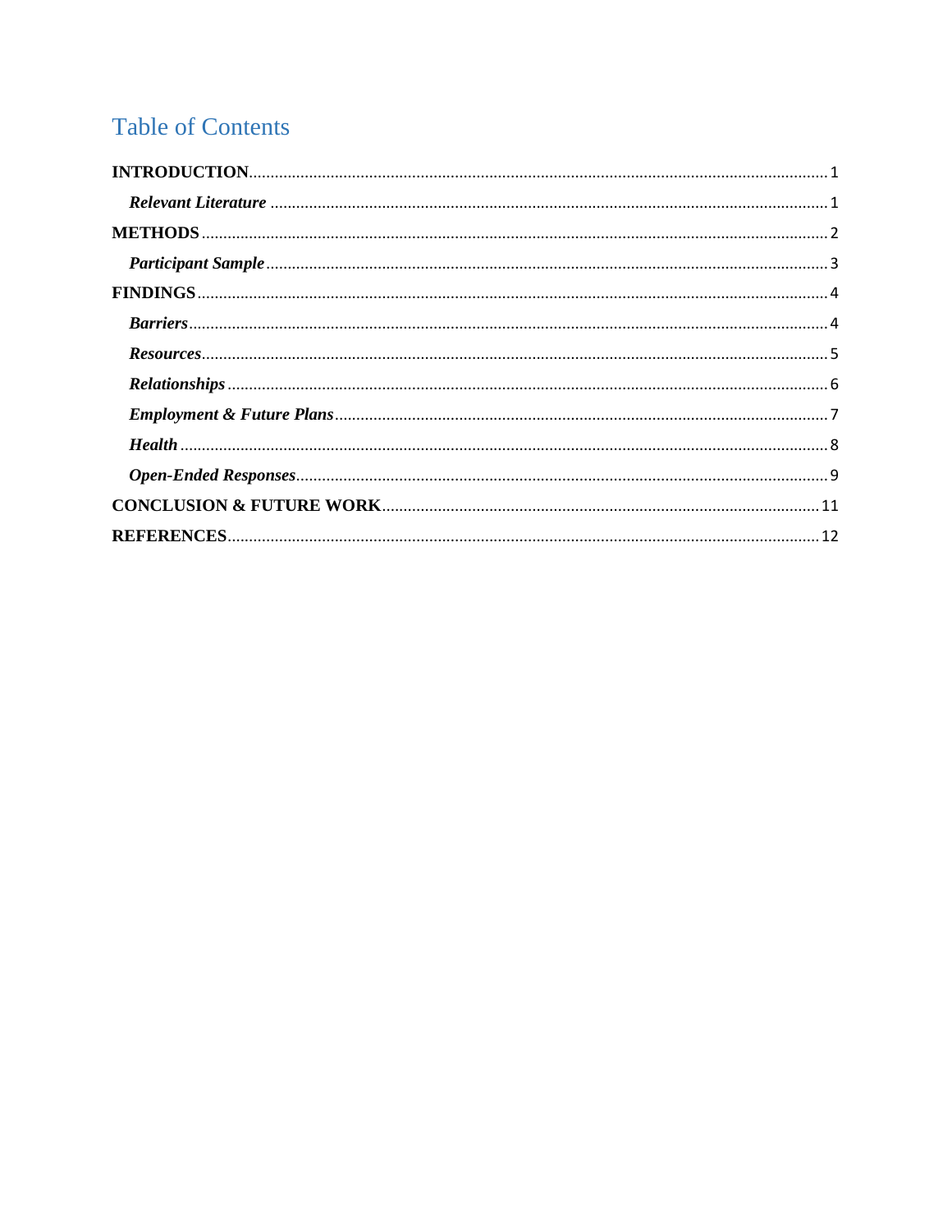# Table of Contents

**INTRODUCTION** .......... 1

*Relevant Literature* .......... 1

**METHODS** .......... 2

*Participant Sample* .......... 3

**FINDINGS** .......... 4

*Barriers* .......... 4

*Resources* .......... 5

*Relationships* .......... 6

*Employment & Future Plans* .......... 7

*Health* .......... 8

*Open-Ended Responses* .......... 9

**CONCLUSION & FUTURE WORK** .......... 11

**REFERENCES** .......... 12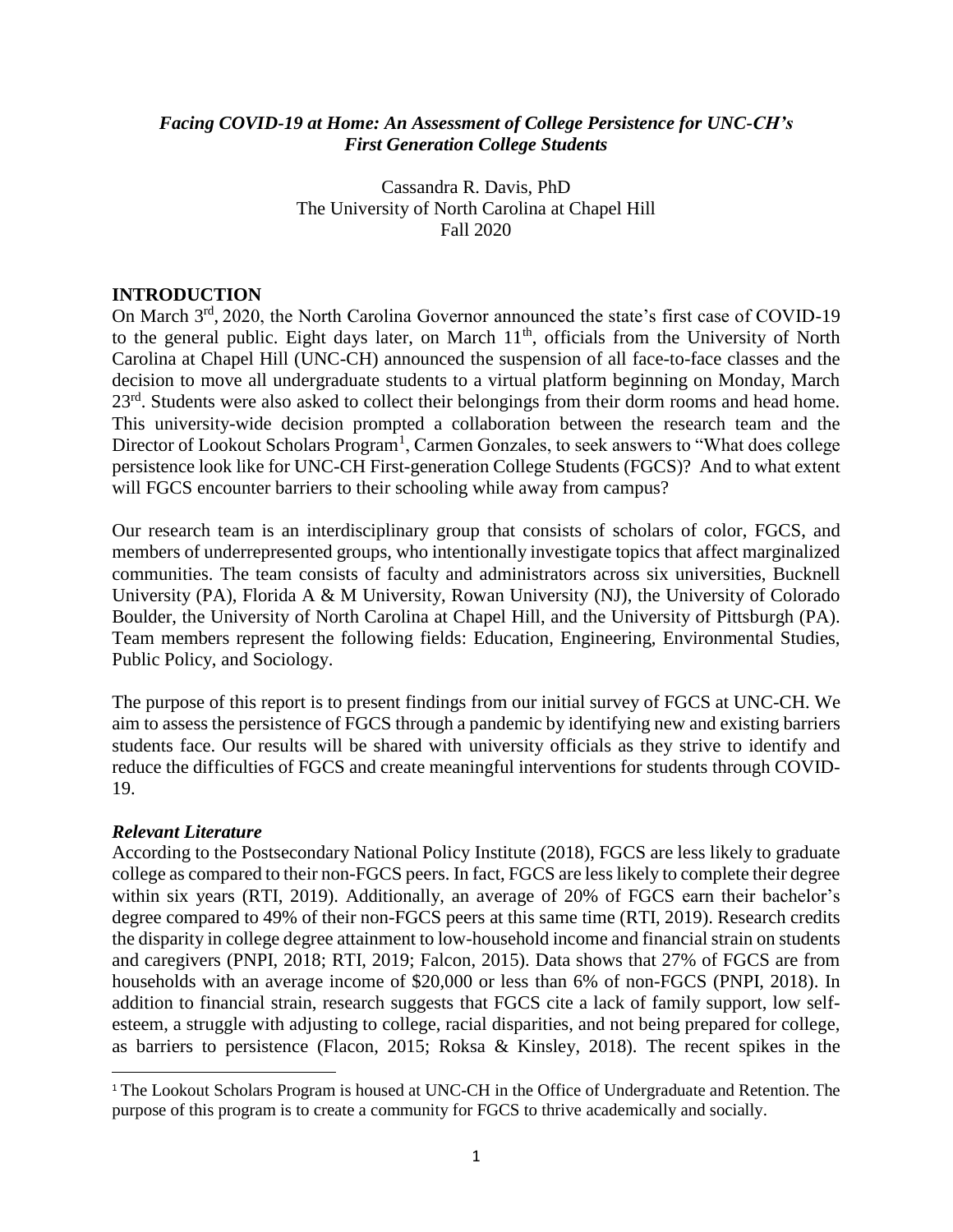*Facing COVID-19 at Home: An Assessment of College Persistence for UNC-CH's First Generation College Students*

Cassandra R. Davis, PhD
The University of North Carolina at Chapel Hill
Fall 2020

## INTRODUCTION

On March 3rd, 2020, the North Carolina Governor announced the state's first case of COVID-19 to the general public. Eight days later, on March 11th, officials from the University of North Carolina at Chapel Hill (UNC-CH) announced the suspension of all face-to-face classes and the decision to move all undergraduate students to a virtual platform beginning on Monday, March 23rd. Students were also asked to collect their belongings from their dorm rooms and head home. This university-wide decision prompted a collaboration between the research team and the Director of Lookout Scholars Program[1], Carmen Gonzales, to seek answers to "What does college persistence look like for UNC-CH First-generation College Students (FGCS)? And to what extent will FGCS encounter barriers to their schooling while away from campus?

Our research team is an interdisciplinary group that consists of scholars of color, FGCS, and members of underrepresented groups, who intentionally investigate topics that affect marginalized communities. The team consists of faculty and administrators across six universities, Bucknell University (PA), Florida A & M University, Rowan University (NJ), the University of Colorado Boulder, the University of North Carolina at Chapel Hill, and the University of Pittsburgh (PA). Team members represent the following fields: Education, Engineering, Environmental Studies, Public Policy, and Sociology.

The purpose of this report is to present findings from our initial survey of FGCS at UNC-CH. We aim to assess the persistence of FGCS through a pandemic by identifying new and existing barriers students face. Our results will be shared with university officials as they strive to identify and reduce the difficulties of FGCS and create meaningful interventions for students through COVID-19.

### *Relevant Literature*

According to the Postsecondary National Policy Institute (2018), FGCS are less likely to graduate college as compared to their non-FGCS peers. In fact, FGCS are less likely to complete their degree within six years (RTI, 2019). Additionally, an average of 20% of FGCS earn their bachelor's degree compared to 49% of their non-FGCS peers at this same time (RTI, 2019). Research credits the disparity in college degree attainment to low-household income and financial strain on students and caregivers (PNPI, 2018; RTI, 2019; Falcon, 2015). Data shows that 27% of FGCS are from households with an average income of $20,000 or less than 6% of non-FGCS (PNPI, 2018). In addition to financial strain, research suggests that FGCS cite a lack of family support, low self-esteem, a struggle with adjusting to college, racial disparities, and not being prepared for college, as barriers to persistence (Flacon, 2015; Roksa & Kinsley, 2018). The recent spikes in the

[1] The Lookout Scholars Program is housed at UNC-CH in the Office of Undergraduate and Retention. The purpose of this program is to create a community for FGCS to thrive academically and socially.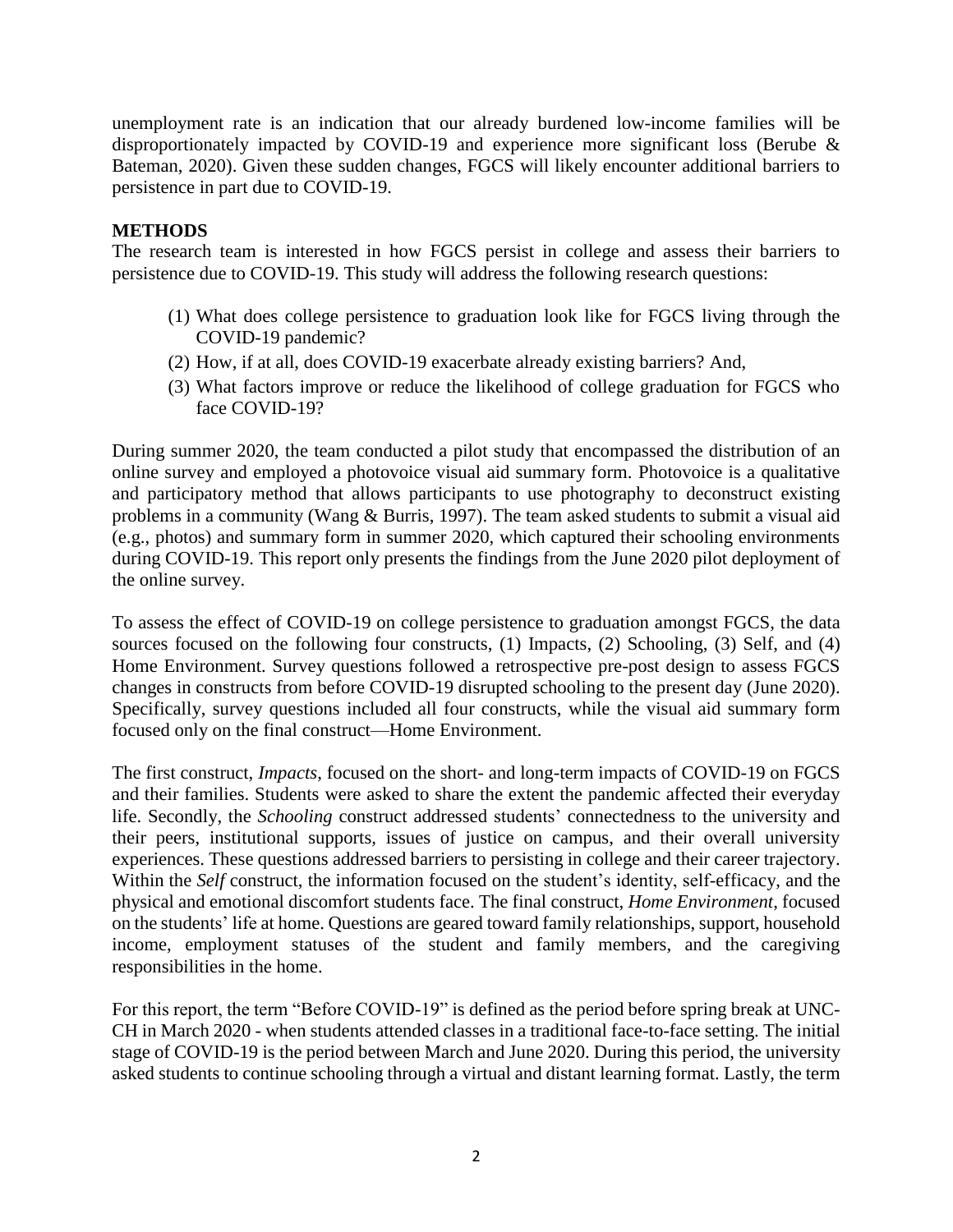unemployment rate is an indication that our already burdened low-income families will be disproportionately impacted by COVID-19 and experience more significant loss (Berube & Bateman, 2020). Given these sudden changes, FGCS will likely encounter additional barriers to persistence in part due to COVID-19.

## METHODS

The research team is interested in how FGCS persist in college and assess their barriers to persistence due to COVID-19. This study will address the following research questions:

(1) What does college persistence to graduation look like for FGCS living through the COVID-19 pandemic?
(2) How, if at all, does COVID-19 exacerbate already existing barriers? And,
(3) What factors improve or reduce the likelihood of college graduation for FGCS who face COVID-19?

During summer 2020, the team conducted a pilot study that encompassed the distribution of an online survey and employed a photovoice visual aid summary form. Photovoice is a qualitative and participatory method that allows participants to use photography to deconstruct existing problems in a community (Wang & Burris, 1997). The team asked students to submit a visual aid (e.g., photos) and summary form in summer 2020, which captured their schooling environments during COVID-19. This report only presents the findings from the June 2020 pilot deployment of the online survey.

To assess the effect of COVID-19 on college persistence to graduation amongst FGCS, the data sources focused on the following four constructs, (1) Impacts, (2) Schooling, (3) Self, and (4) Home Environment. Survey questions followed a retrospective pre-post design to assess FGCS changes in constructs from before COVID-19 disrupted schooling to the present day (June 2020). Specifically, survey questions included all four constructs, while the visual aid summary form focused only on the final construct—Home Environment.

The first construct, *Impacts*, focused on the short- and long-term impacts of COVID-19 on FGCS and their families. Students were asked to share the extent the pandemic affected their everyday life. Secondly, the *Schooling* construct addressed students' connectedness to the university and their peers, institutional supports, issues of justice on campus, and their overall university experiences. These questions addressed barriers to persisting in college and their career trajectory. Within the *Self* construct, the information focused on the student's identity, self-efficacy, and the physical and emotional discomfort students face. The final construct, *Home Environment*, focused on the students' life at home. Questions are geared toward family relationships, support, household income, employment statuses of the student and family members, and the caregiving responsibilities in the home.

For this report, the term "Before COVID-19" is defined as the period before spring break at UNC-CH in March 2020 - when students attended classes in a traditional face-to-face setting. The initial stage of COVID-19 is the period between March and June 2020. During this period, the university asked students to continue schooling through a virtual and distant learning format. Lastly, the term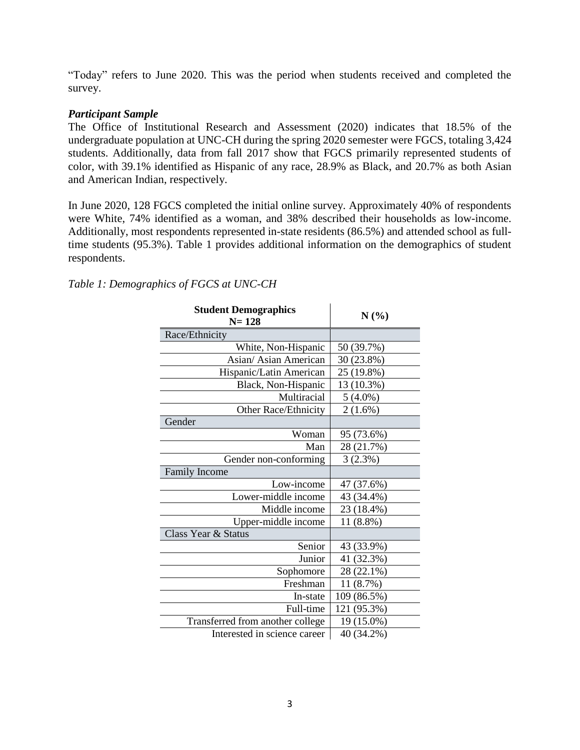"Today" refers to June 2020. This was the period when students received and completed the survey.

### *Participant Sample*

The Office of Institutional Research and Assessment (2020) indicates that 18.5% of the undergraduate population at UNC-CH during the spring 2020 semester were FGCS, totaling 3,424 students. Additionally, data from fall 2017 show that FGCS primarily represented students of color, with 39.1% identified as Hispanic of any race, 28.9% as Black, and 20.7% as both Asian and American Indian, respectively.

In June 2020, 128 FGCS completed the initial online survey. Approximately 40% of respondents were White, 74% identified as a woman, and 38% described their households as low-income. Additionally, most respondents represented in-state residents (86.5%) and attended school as full-time students (95.3%). Table 1 provides additional information on the demographics of student respondents.

*Table 1: Demographics of FGCS at UNC-CH*

| **Student Demographics N= 128** | **N (%)** |
|---|---|
| Race/Ethnicity | |
| White, Non-Hispanic | 50 (39.7%) |
| Asian/ Asian American | 30 (23.8%) |
| Hispanic/Latin American | 25 (19.8%) |
| Black, Non-Hispanic | 13 (10.3%) |
| Multiracial | 5 (4.0%) |
| Other Race/Ethnicity | 2 (1.6%) |
| Gender | |
| Woman | 95 (73.6%) |
| Man | 28 (21.7%) |
| Gender non-conforming | 3 (2.3%) |
| Family Income | |
| Low-income | 47 (37.6%) |
| Lower-middle income | 43 (34.4%) |
| Middle income | 23 (18.4%) |
| Upper-middle income | 11 (8.8%) |
| Class Year & Status | |
| Senior | 43 (33.9%) |
| Junior | 41 (32.3%) |
| Sophomore | 28 (22.1%) |
| Freshman | 11 (8.7%) |
| In-state | 109 (86.5%) |
| Full-time | 121 (95.3%) |
| Transferred from another college | 19 (15.0%) |
| Interested in science career | 40 (34.2%) |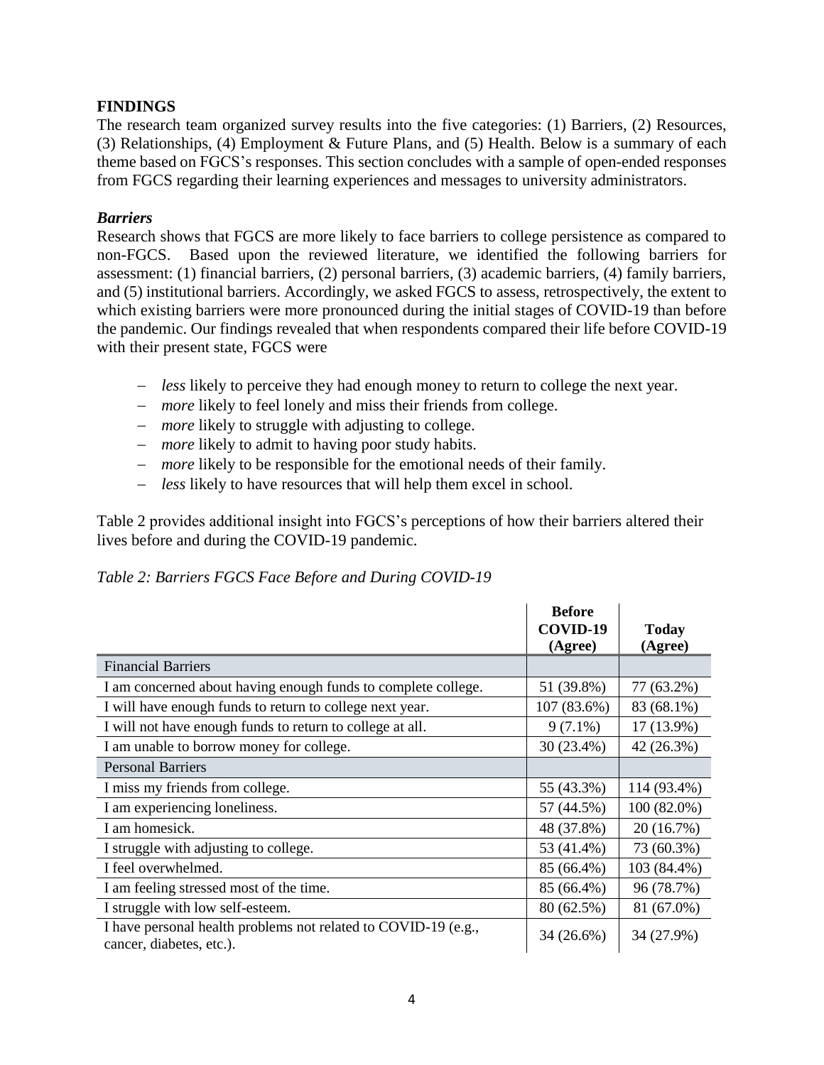## FINDINGS

The research team organized survey results into the five categories: (1) Barriers, (2) Resources, (3) Relationships, (4) Employment & Future Plans, and (5) Health. Below is a summary of each theme based on FGCS's responses. This section concludes with a sample of open-ended responses from FGCS regarding their learning experiences and messages to university administrators.

### *Barriers*

Research shows that FGCS are more likely to face barriers to college persistence as compared to non-FGCS. Based upon the reviewed literature, we identified the following barriers for assessment: (1) financial barriers, (2) personal barriers, (3) academic barriers, (4) family barriers, and (5) institutional barriers. Accordingly, we asked FGCS to assess, retrospectively, the extent to which existing barriers were more pronounced during the initial stages of COVID-19 than before the pandemic. Our findings revealed that when respondents compared their life before COVID-19 with their present state, FGCS were

- *less* likely to perceive they had enough money to return to college the next year.
- *more* likely to feel lonely and miss their friends from college.
- *more* likely to struggle with adjusting to college.
- *more* likely to admit to having poor study habits.
- *more* likely to be responsible for the emotional needs of their family.
- *less* likely to have resources that will help them excel in school.

Table 2 provides additional insight into FGCS's perceptions of how their barriers altered their lives before and during the COVID-19 pandemic.

*Table 2: Barriers FGCS Face Before and During COVID-19*

| | **Before COVID-19 (Agree)** | **Today (Agree)** |
|---|---|---|
| Financial Barriers | | |
| I am concerned about having enough funds to complete college. | 51 (39.8%) | 77 (63.2%) |
| I will have enough funds to return to college next year. | 107 (83.6%) | 83 (68.1%) |
| I will not have enough funds to return to college at all. | 9 (7.1%) | 17 (13.9%) |
| I am unable to borrow money for college. | 30 (23.4%) | 42 (26.3%) |
| Personal Barriers | | |
| I miss my friends from college. | 55 (43.3%) | 114 (93.4%) |
| I am experiencing loneliness. | 57 (44.5%) | 100 (82.0%) |
| I am homesick. | 48 (37.8%) | 20 (16.7%) |
| I struggle with adjusting to college. | 53 (41.4%) | 73 (60.3%) |
| I feel overwhelmed. | 85 (66.4%) | 103 (84.4%) |
| I am feeling stressed most of the time. | 85 (66.4%) | 96 (78.7%) |
| I struggle with low self-esteem. | 80 (62.5%) | 81 (67.0%) |
| I have personal health problems not related to COVID-19 (e.g., cancer, diabetes, etc.). | 34 (26.6%) | 34 (27.9%) |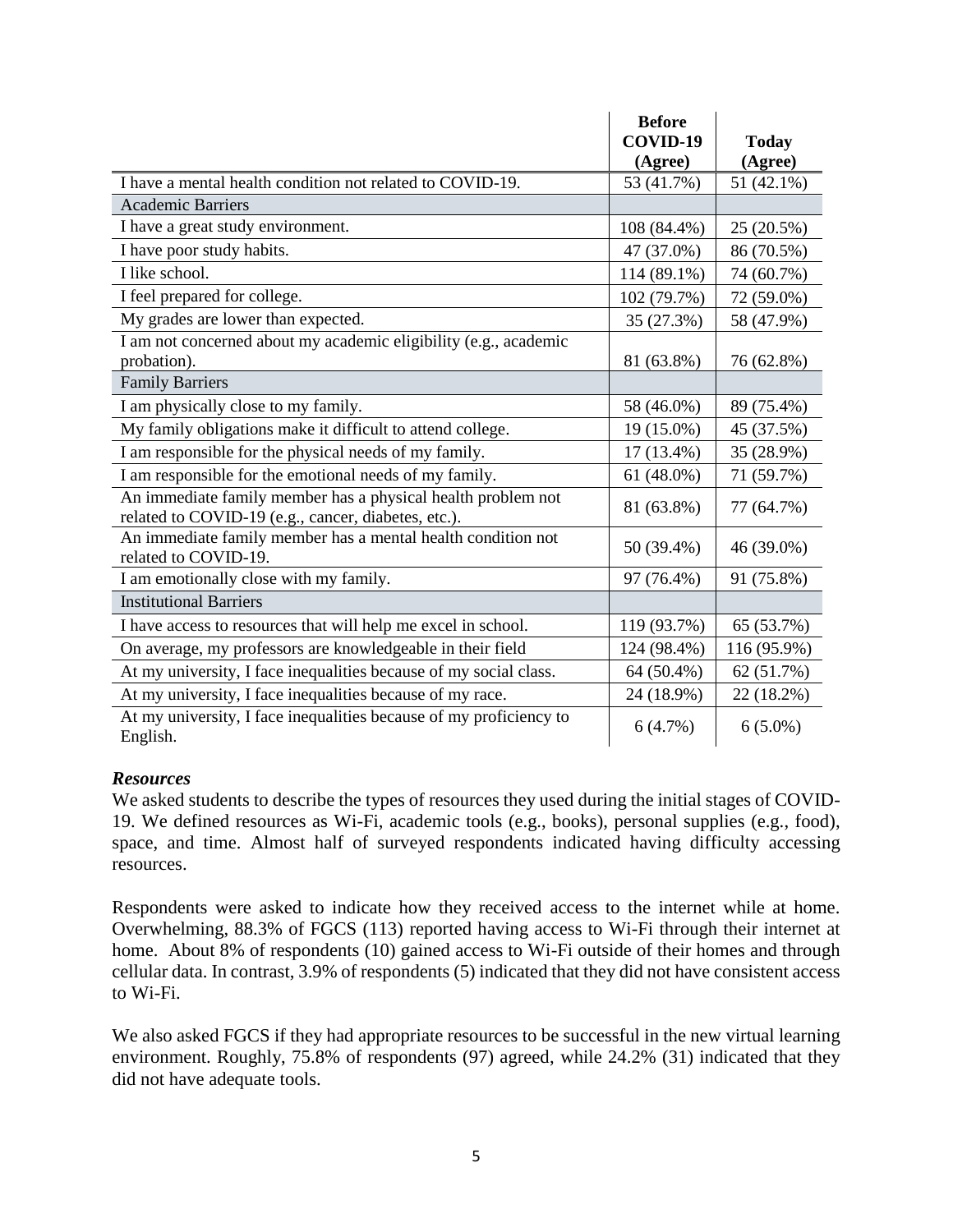| | Before COVID-19 (Agree) | Today (Agree) |
|---|---|---|
| I have a mental health condition not related to COVID-19. | 53 (41.7%) | 51 (42.1%) |
| Academic Barriers | | |
| I have a great study environment. | 108 (84.4%) | 25 (20.5%) |
| I have poor study habits. | 47 (37.0%) | 86 (70.5%) |
| I like school. | 114 (89.1%) | 74 (60.7%) |
| I feel prepared for college. | 102 (79.7%) | 72 (59.0%) |
| My grades are lower than expected. | 35 (27.3%) | 58 (47.9%) |
| I am not concerned about my academic eligibility (e.g., academic probation). | 81 (63.8%) | 76 (62.8%) |
| Family Barriers | | |
| I am physically close to my family. | 58 (46.0%) | 89 (75.4%) |
| My family obligations make it difficult to attend college. | 19 (15.0%) | 45 (37.5%) |
| I am responsible for the physical needs of my family. | 17 (13.4%) | 35 (28.9%) |
| I am responsible for the emotional needs of my family. | 61 (48.0%) | 71 (59.7%) |
| An immediate family member has a physical health problem not related to COVID-19 (e.g., cancer, diabetes, etc.). | 81 (63.8%) | 77 (64.7%) |
| An immediate family member has a mental health condition not related to COVID-19. | 50 (39.4%) | 46 (39.0%) |
| I am emotionally close with my family. | 97 (76.4%) | 91 (75.8%) |
| Institutional Barriers | | |
| I have access to resources that will help me excel in school. | 119 (93.7%) | 65 (53.7%) |
| On average, my professors are knowledgeable in their field | 124 (98.4%) | 116 (95.9%) |
| At my university, I face inequalities because of my social class. | 64 (50.4%) | 62 (51.7%) |
| At my university, I face inequalities because of my race. | 24 (18.9%) | 22 (18.2%) |
| At my university, I face inequalities because of my proficiency to English. | 6 (4.7%) | 6 (5.0%) |

### *Resources*

We asked students to describe the types of resources they used during the initial stages of COVID-19. We defined resources as Wi-Fi, academic tools (e.g., books), personal supplies (e.g., food), space, and time. Almost half of surveyed respondents indicated having difficulty accessing resources.

Respondents were asked to indicate how they received access to the internet while at home. Overwhelming, 88.3% of FGCS (113) reported having access to Wi-Fi through their internet at home. About 8% of respondents (10) gained access to Wi-Fi outside of their homes and through cellular data. In contrast, 3.9% of respondents (5) indicated that they did not have consistent access to Wi-Fi.

We also asked FGCS if they had appropriate resources to be successful in the new virtual learning environment. Roughly, 75.8% of respondents (97) agreed, while 24.2% (31) indicated that they did not have adequate tools.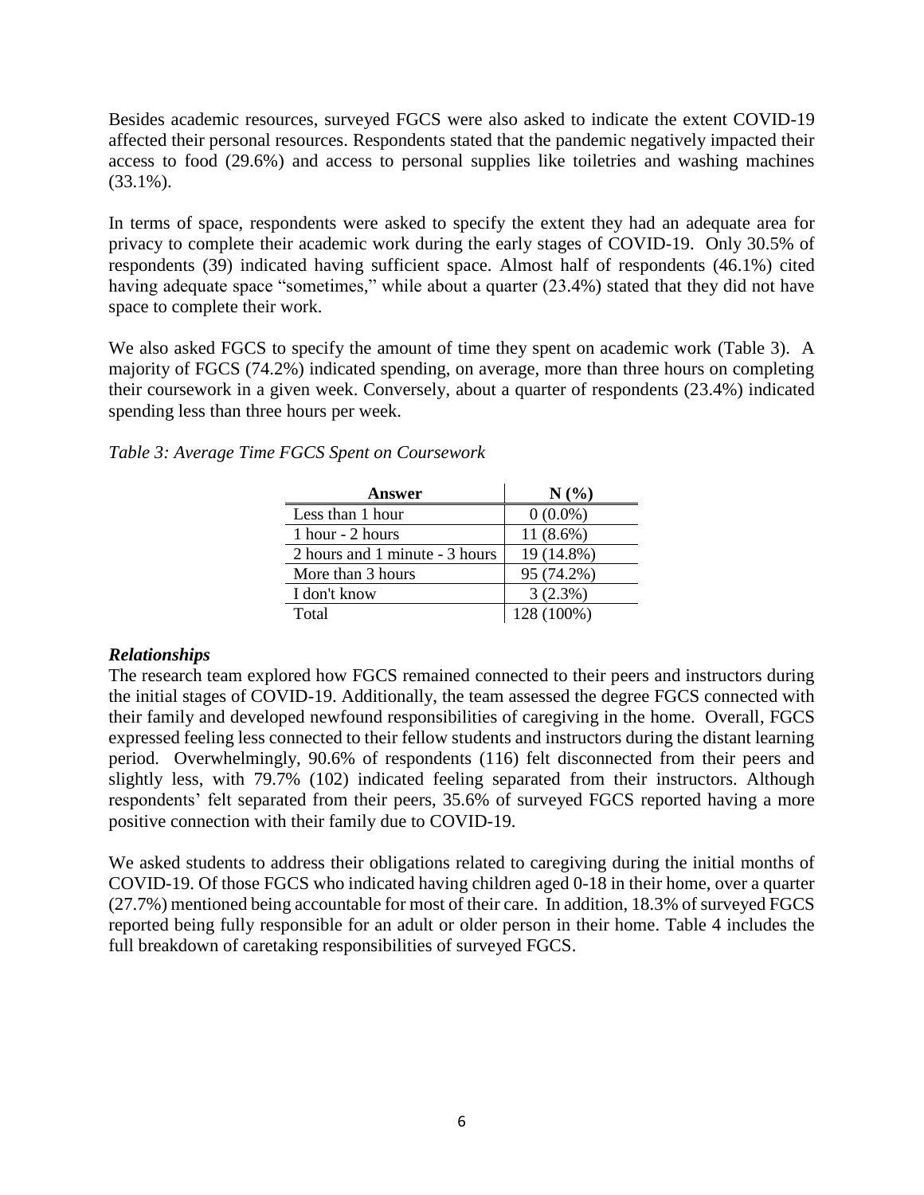Besides academic resources, surveyed FGCS were also asked to indicate the extent COVID-19 affected their personal resources. Respondents stated that the pandemic negatively impacted their access to food (29.6%) and access to personal supplies like toiletries and washing machines (33.1%).

In terms of space, respondents were asked to specify the extent they had an adequate area for privacy to complete their academic work during the early stages of COVID-19. Only 30.5% of respondents (39) indicated having sufficient space. Almost half of respondents (46.1%) cited having adequate space "sometimes," while about a quarter (23.4%) stated that they did not have space to complete their work.

We also asked FGCS to specify the amount of time they spent on academic work (Table 3). A majority of FGCS (74.2%) indicated spending, on average, more than three hours on completing their coursework in a given week. Conversely, about a quarter of respondents (23.4%) indicated spending less than three hours per week.

*Table 3: Average Time FGCS Spent on Coursework*

| Answer | N (%) |
|---|---|
| Less than 1 hour | 0 (0.0%) |
| 1 hour - 2 hours | 11 (8.6%) |
| 2 hours and 1 minute - 3 hours | 19 (14.8%) |
| More than 3 hours | 95 (74.2%) |
| I don't know | 3 (2.3%) |
| Total | 128 (100%) |

### *Relationships*

The research team explored how FGCS remained connected to their peers and instructors during the initial stages of COVID-19. Additionally, the team assessed the degree FGCS connected with their family and developed newfound responsibilities of caregiving in the home. Overall, FGCS expressed feeling less connected to their fellow students and instructors during the distant learning period. Overwhelmingly, 90.6% of respondents (116) felt disconnected from their peers and slightly less, with 79.7% (102) indicated feeling separated from their instructors. Although respondents' felt separated from their peers, 35.6% of surveyed FGCS reported having a more positive connection with their family due to COVID-19.

We asked students to address their obligations related to caregiving during the initial months of COVID-19. Of those FGCS who indicated having children aged 0-18 in their home, over a quarter (27.7%) mentioned being accountable for most of their care. In addition, 18.3% of surveyed FGCS reported being fully responsible for an adult or older person in their home. Table 4 includes the full breakdown of caretaking responsibilities of surveyed FGCS.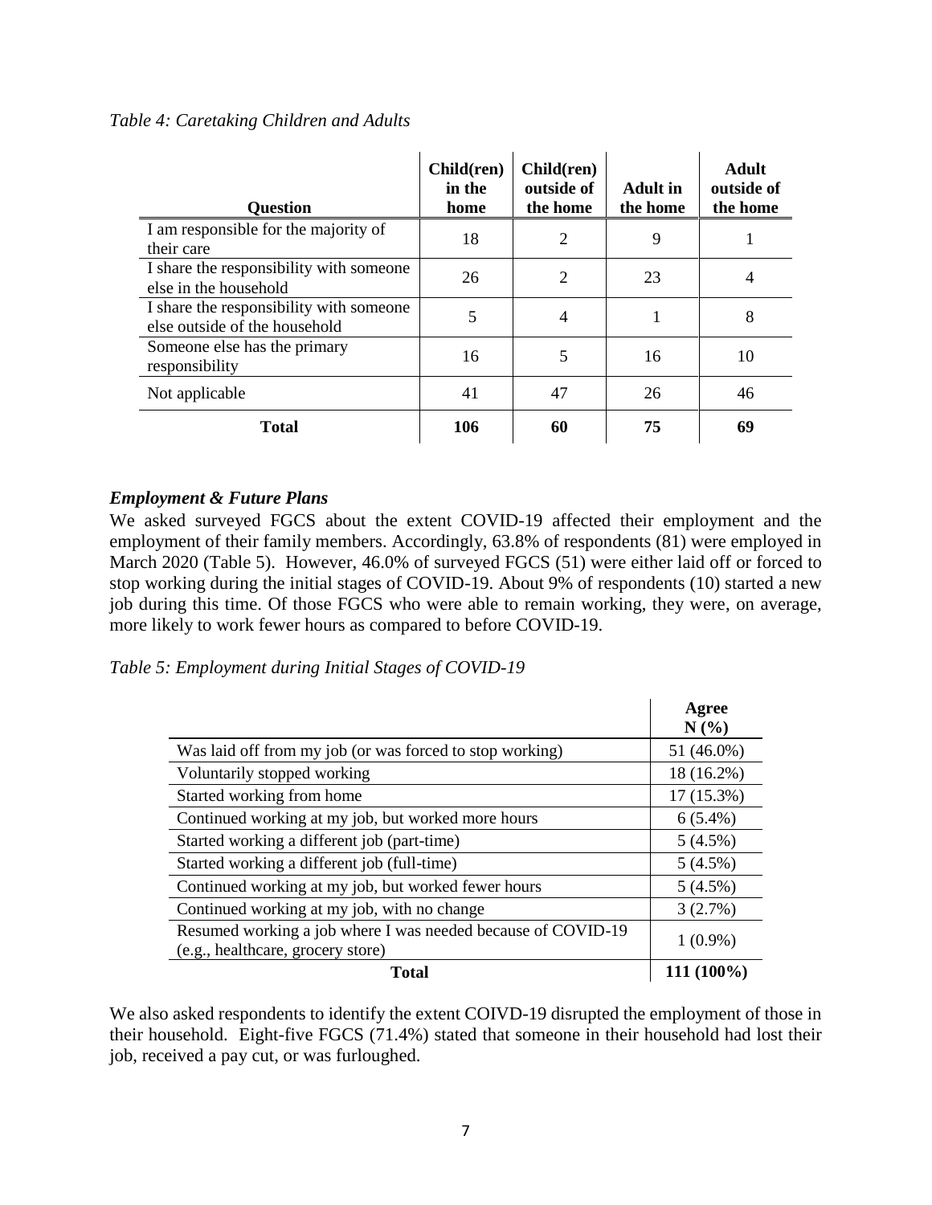*Table 4: Caretaking Children and Adults*

| Question | Child(ren) in the home | Child(ren) outside of the home | Adult in the home | Adult outside of the home |
|---|---|---|---|---|
| I am responsible for the majority of their care | 18 | 2 | 9 | 1 |
| I share the responsibility with someone else in the household | 26 | 2 | 23 | 4 |
| I share the responsibility with someone else outside of the household | 5 | 4 | 1 | 8 |
| Someone else has the primary responsibility | 16 | 5 | 16 | 10 |
| Not applicable | 41 | 47 | 26 | 46 |
| **Total** | **106** | **60** | **75** | **69** |

***Employment & Future Plans***

We asked surveyed FGCS about the extent COVID-19 affected their employment and the employment of their family members. Accordingly, 63.8% of respondents (81) were employed in March 2020 (Table 5). However, 46.0% of surveyed FGCS (51) were either laid off or forced to stop working during the initial stages of COVID-19. About 9% of respondents (10) started a new job during this time. Of those FGCS who were able to remain working, they were, on average, more likely to work fewer hours as compared to before COVID-19.

*Table 5: Employment during Initial Stages of COVID-19*

| | Agree N (%) |
|---|---|
| Was laid off from my job (or was forced to stop working) | 51 (46.0%) |
| Voluntarily stopped working | 18 (16.2%) |
| Started working from home | 17 (15.3%) |
| Continued working at my job, but worked more hours | 6 (5.4%) |
| Started working a different job (part-time) | 5 (4.5%) |
| Started working a different job (full-time) | 5 (4.5%) |
| Continued working at my job, but worked fewer hours | 5 (4.5%) |
| Continued working at my job, with no change | 3 (2.7%) |
| Resumed working a job where I was needed because of COVID-19 (e.g., healthcare, grocery store) | 1 (0.9%) |
| **Total** | **111 (100%)** |

We also asked respondents to identify the extent COIVD-19 disrupted the employment of those in their household. Eight-five FGCS (71.4%) stated that someone in their household had lost their job, received a pay cut, or was furloughed.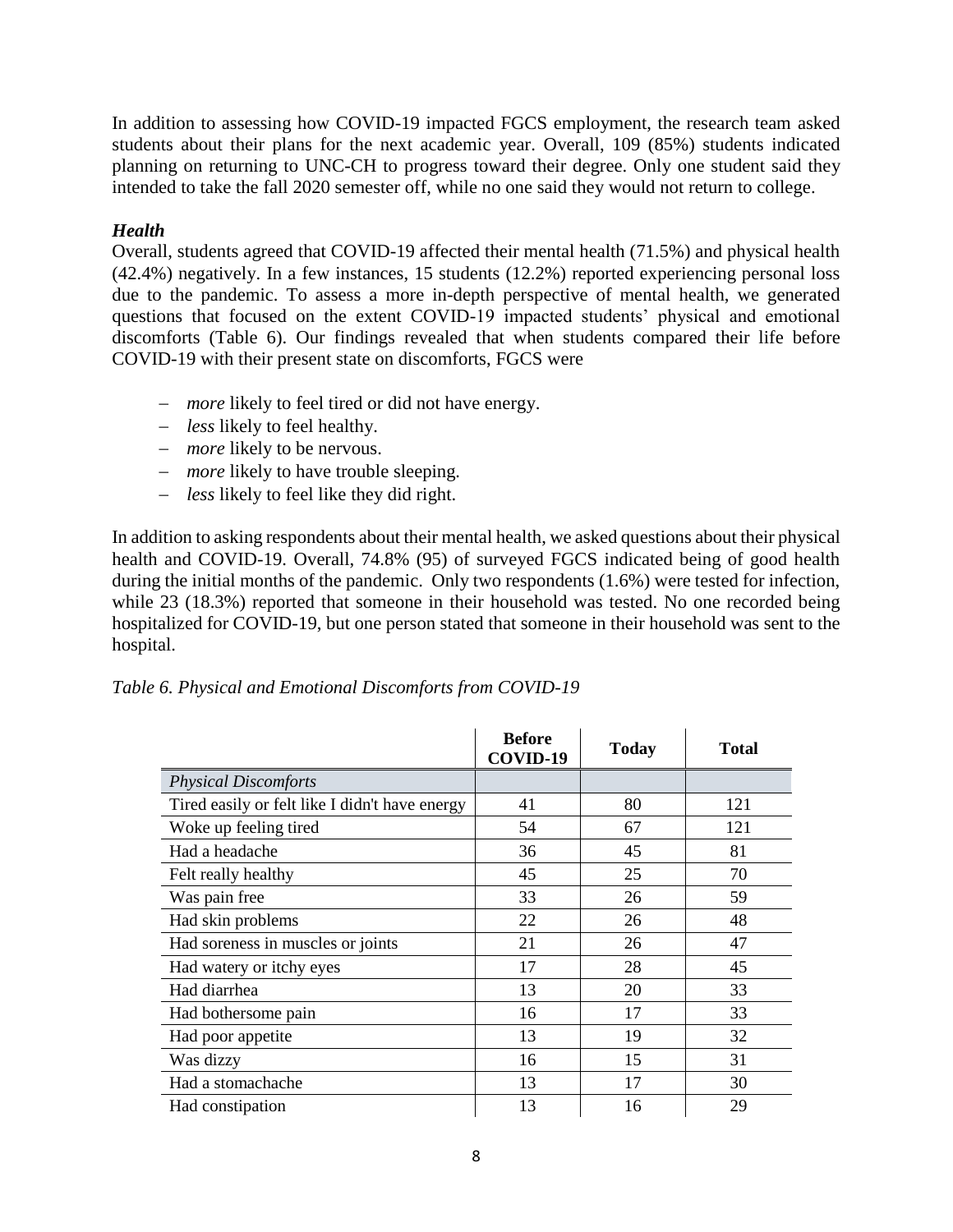In addition to assessing how COVID-19 impacted FGCS employment, the research team asked students about their plans for the next academic year. Overall, 109 (85%) students indicated planning on returning to UNC-CH to progress toward their degree. Only one student said they intended to take the fall 2020 semester off, while no one said they would not return to college.

### *Health*

Overall, students agreed that COVID-19 affected their mental health (71.5%) and physical health (42.4%) negatively. In a few instances, 15 students (12.2%) reported experiencing personal loss due to the pandemic. To assess a more in-depth perspective of mental health, we generated questions that focused on the extent COVID-19 impacted students' physical and emotional discomforts (Table 6). Our findings revealed that when students compared their life before COVID-19 with their present state on discomforts, FGCS were

- *more* likely to feel tired or did not have energy.
- *less* likely to feel healthy.
- *more* likely to be nervous.
- *more* likely to have trouble sleeping.
- *less* likely to feel like they did right.

In addition to asking respondents about their mental health, we asked questions about their physical health and COVID-19. Overall, 74.8% (95) of surveyed FGCS indicated being of good health during the initial months of the pandemic. Only two respondents (1.6%) were tested for infection, while 23 (18.3%) reported that someone in their household was tested. No one recorded being hospitalized for COVID-19, but one person stated that someone in their household was sent to the hospital.

*Table 6. Physical and Emotional Discomforts from COVID-19*

| | **Before COVID-19** | **Today** | **Total** |
|---|---|---|---|
| *Physical Discomforts* | | | |
| Tired easily or felt like I didn't have energy | 41 | 80 | 121 |
| Woke up feeling tired | 54 | 67 | 121 |
| Had a headache | 36 | 45 | 81 |
| Felt really healthy | 45 | 25 | 70 |
| Was pain free | 33 | 26 | 59 |
| Had skin problems | 22 | 26 | 48 |
| Had soreness in muscles or joints | 21 | 26 | 47 |
| Had watery or itchy eyes | 17 | 28 | 45 |
| Had diarrhea | 13 | 20 | 33 |
| Had bothersome pain | 16 | 17 | 33 |
| Had poor appetite | 13 | 19 | 32 |
| Was dizzy | 16 | 15 | 31 |
| Had a stomachache | 13 | 17 | 30 |
| Had constipation | 13 | 16 | 29 |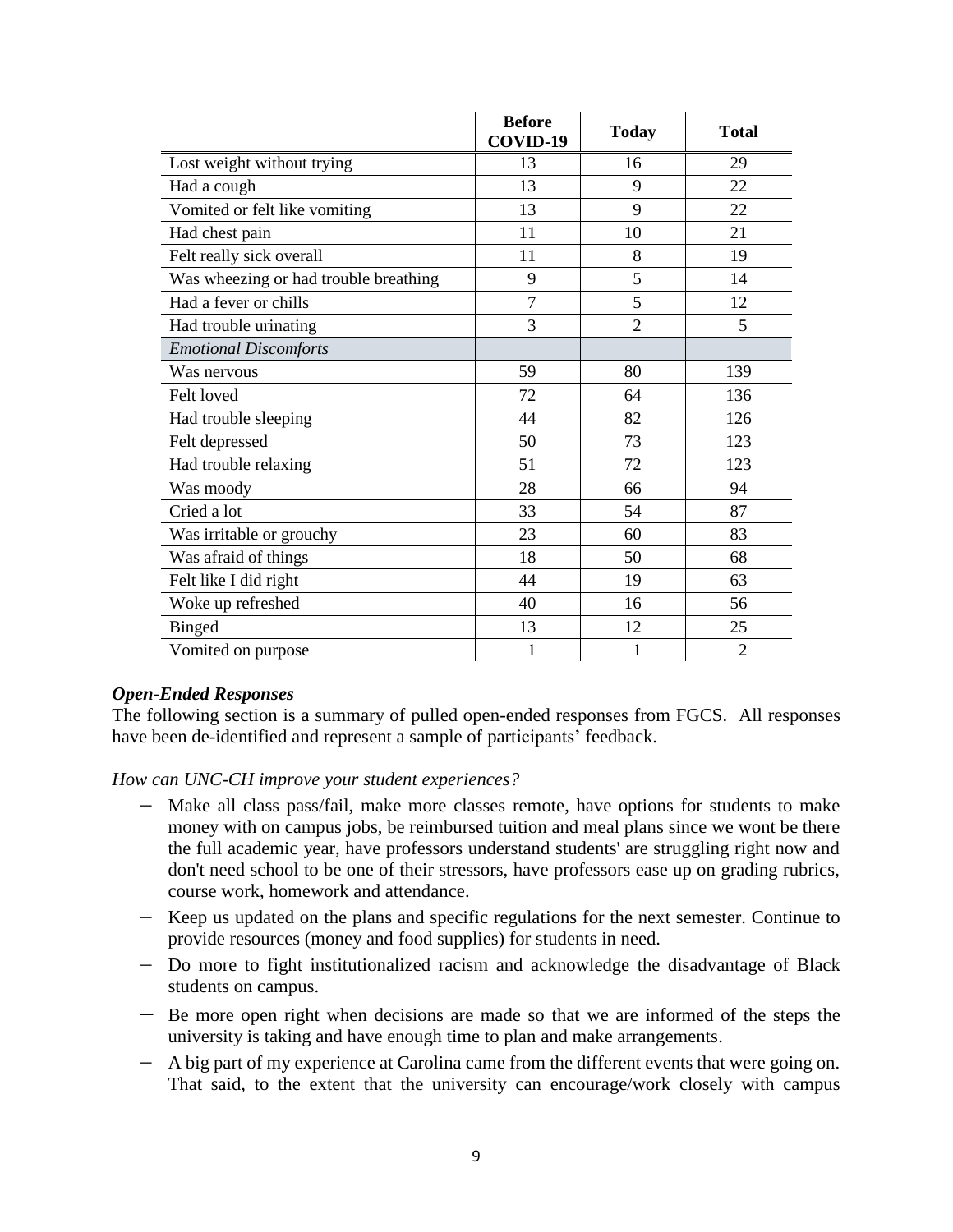| | Before COVID-19 | Today | Total |
|---|---|---|---|
| Lost weight without trying | 13 | 16 | 29 |
| Had a cough | 13 | 9 | 22 |
| Vomited or felt like vomiting | 13 | 9 | 22 |
| Had chest pain | 11 | 10 | 21 |
| Felt really sick overall | 11 | 8 | 19 |
| Was wheezing or had trouble breathing | 9 | 5 | 14 |
| Had a fever or chills | 7 | 5 | 12 |
| Had trouble urinating | 3 | 2 | 5 |
| *Emotional Discomforts* | | | |
| Was nervous | 59 | 80 | 139 |
| Felt loved | 72 | 64 | 136 |
| Had trouble sleeping | 44 | 82 | 126 |
| Felt depressed | 50 | 73 | 123 |
| Had trouble relaxing | 51 | 72 | 123 |
| Was moody | 28 | 66 | 94 |
| Cried a lot | 33 | 54 | 87 |
| Was irritable or grouchy | 23 | 60 | 83 |
| Was afraid of things | 18 | 50 | 68 |
| Felt like I did right | 44 | 19 | 63 |
| Woke up refreshed | 40 | 16 | 56 |
| Binged | 13 | 12 | 25 |
| Vomited on purpose | 1 | 1 | 2 |

***Open-Ended Responses***

The following section is a summary of pulled open-ended responses from FGCS. All responses have been de-identified and represent a sample of participants' feedback.

*How can UNC-CH improve your student experiences?*

- Make all class pass/fail, make more classes remote, have options for students to make money with on campus jobs, be reimbursed tuition and meal plans since we wont be there the full academic year, have professors understand students' are struggling right now and don't need school to be one of their stressors, have professors ease up on grading rubrics, course work, homework and attendance.
- Keep us updated on the plans and specific regulations for the next semester. Continue to provide resources (money and food supplies) for students in need.
- Do more to fight institutionalized racism and acknowledge the disadvantage of Black students on campus.
- Be more open right when decisions are made so that we are informed of the steps the university is taking and have enough time to plan and make arrangements.
- A big part of my experience at Carolina came from the different events that were going on. That said, to the extent that the university can encourage/work closely with campus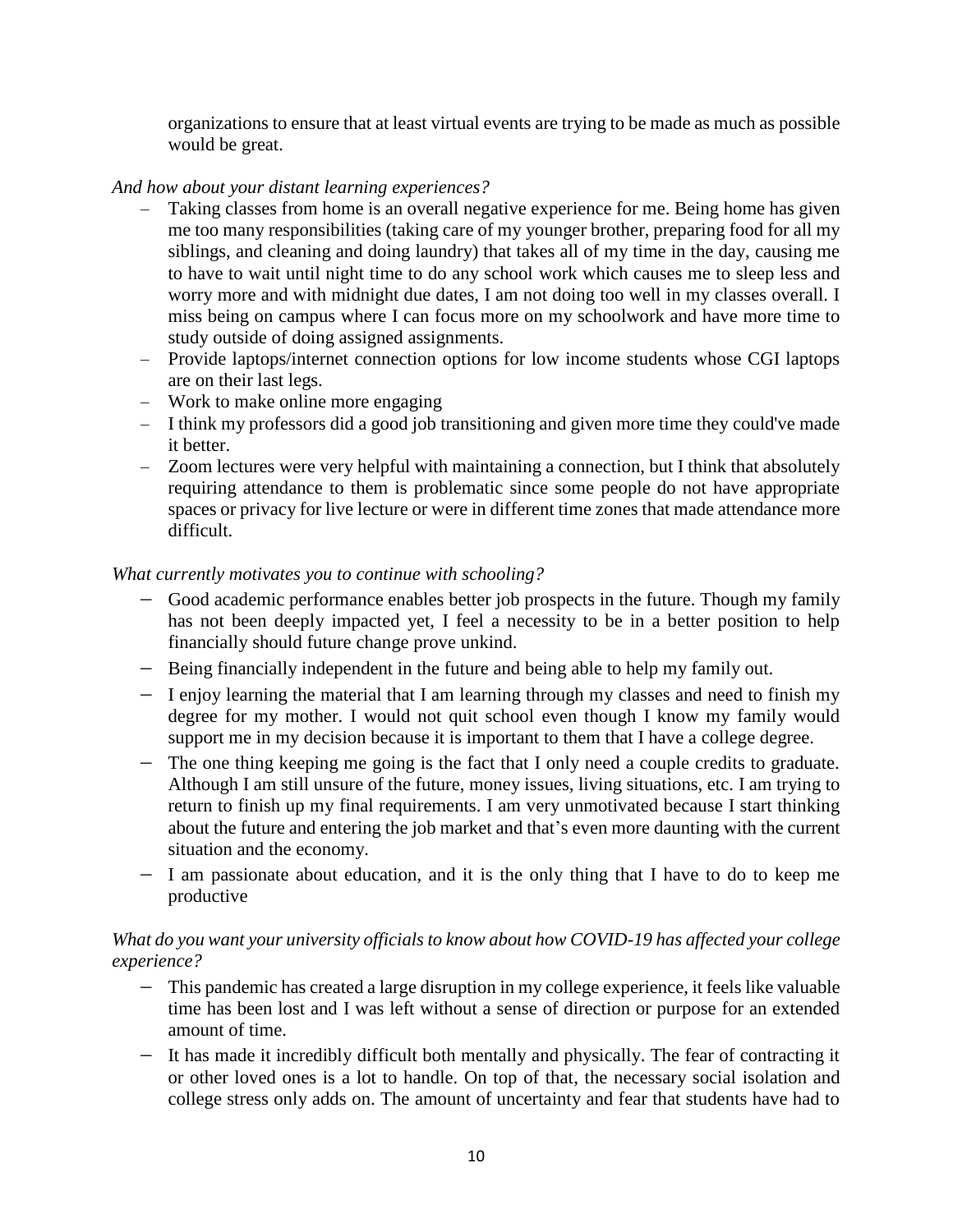organizations to ensure that at least virtual events are trying to be made as much as possible would be great.

*And how about your distant learning experiences?*

- Taking classes from home is an overall negative experience for me. Being home has given me too many responsibilities (taking care of my younger brother, preparing food for all my siblings, and cleaning and doing laundry) that takes all of my time in the day, causing me to have to wait until night time to do any school work which causes me to sleep less and worry more and with midnight due dates, I am not doing too well in my classes overall. I miss being on campus where I can focus more on my schoolwork and have more time to study outside of doing assigned assignments.
- Provide laptops/internet connection options for low income students whose CGI laptops are on their last legs.
- Work to make online more engaging
- I think my professors did a good job transitioning and given more time they could've made it better.
- Zoom lectures were very helpful with maintaining a connection, but I think that absolutely requiring attendance to them is problematic since some people do not have appropriate spaces or privacy for live lecture or were in different time zones that made attendance more difficult.

*What currently motivates you to continue with schooling?*

- Good academic performance enables better job prospects in the future. Though my family has not been deeply impacted yet, I feel a necessity to be in a better position to help financially should future change prove unkind.
- Being financially independent in the future and being able to help my family out.
- I enjoy learning the material that I am learning through my classes and need to finish my degree for my mother. I would not quit school even though I know my family would support me in my decision because it is important to them that I have a college degree.
- The one thing keeping me going is the fact that I only need a couple credits to graduate. Although I am still unsure of the future, money issues, living situations, etc. I am trying to return to finish up my final requirements. I am very unmotivated because I start thinking about the future and entering the job market and that's even more daunting with the current situation and the economy.
- I am passionate about education, and it is the only thing that I have to do to keep me productive

*What do you want your university officials to know about how COVID-19 has affected your college experience?*

- This pandemic has created a large disruption in my college experience, it feels like valuable time has been lost and I was left without a sense of direction or purpose for an extended amount of time.
- It has made it incredibly difficult both mentally and physically. The fear of contracting it or other loved ones is a lot to handle. On top of that, the necessary social isolation and college stress only adds on. The amount of uncertainty and fear that students have had to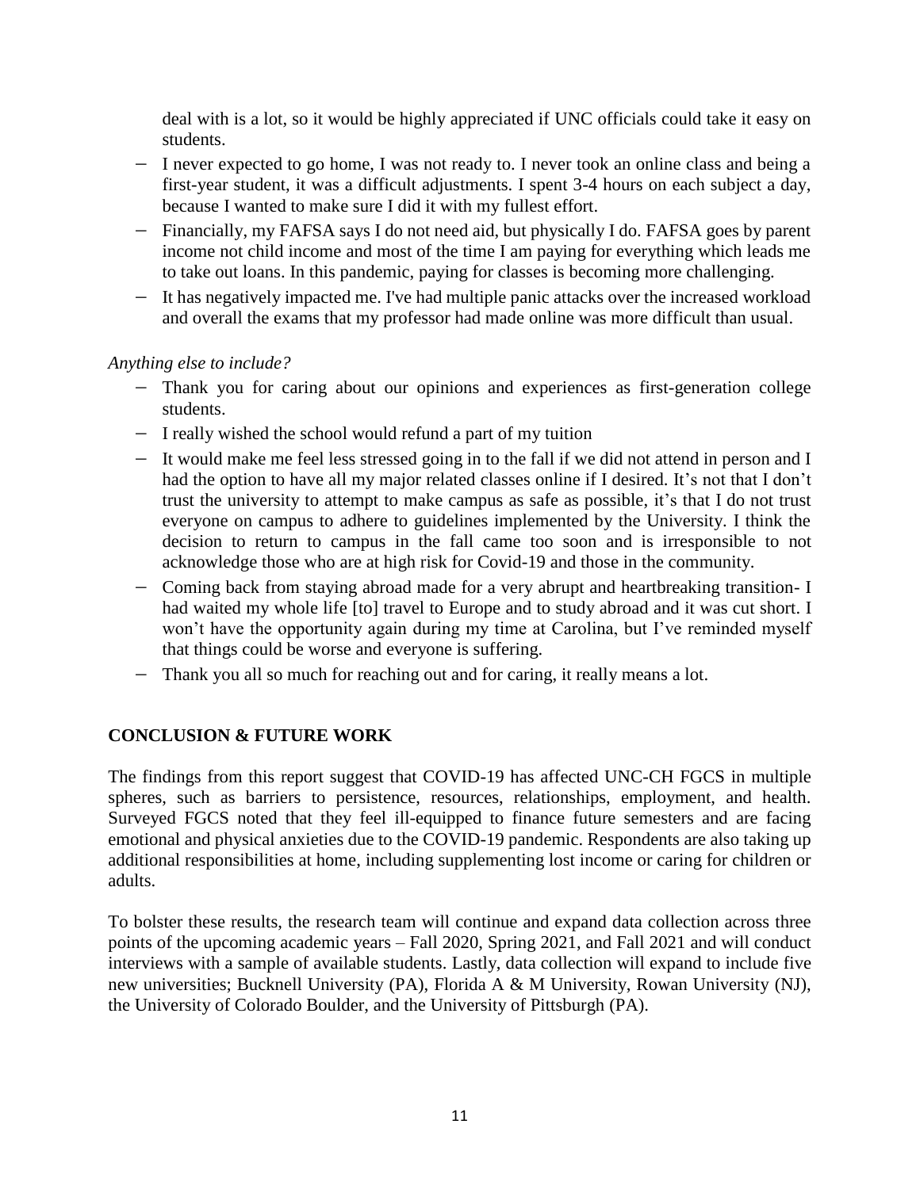deal with is a lot, so it would be highly appreciated if UNC officials could take it easy on students.

- I never expected to go home, I was not ready to. I never took an online class and being a first-year student, it was a difficult adjustments. I spent 3-4 hours on each subject a day, because I wanted to make sure I did it with my fullest effort.
- Financially, my FAFSA says I do not need aid, but physically I do. FAFSA goes by parent income not child income and most of the time I am paying for everything which leads me to take out loans. In this pandemic, paying for classes is becoming more challenging.
- It has negatively impacted me. I've had multiple panic attacks over the increased workload and overall the exams that my professor had made online was more difficult than usual.

*Anything else to include?*

- Thank you for caring about our opinions and experiences as first-generation college students.
- I really wished the school would refund a part of my tuition
- It would make me feel less stressed going in to the fall if we did not attend in person and I had the option to have all my major related classes online if I desired. It's not that I don't trust the university to attempt to make campus as safe as possible, it's that I do not trust everyone on campus to adhere to guidelines implemented by the University. I think the decision to return to campus in the fall came too soon and is irresponsible to not acknowledge those who are at high risk for Covid-19 and those in the community.
- Coming back from staying abroad made for a very abrupt and heartbreaking transition- I had waited my whole life [to] travel to Europe and to study abroad and it was cut short. I won't have the opportunity again during my time at Carolina, but I've reminded myself that things could be worse and everyone is suffering.
- Thank you all so much for reaching out and for caring, it really means a lot.

## CONCLUSION & FUTURE WORK

The findings from this report suggest that COVID-19 has affected UNC-CH FGCS in multiple spheres, such as barriers to persistence, resources, relationships, employment, and health. Surveyed FGCS noted that they feel ill-equipped to finance future semesters and are facing emotional and physical anxieties due to the COVID-19 pandemic. Respondents are also taking up additional responsibilities at home, including supplementing lost income or caring for children or adults.

To bolster these results, the research team will continue and expand data collection across three points of the upcoming academic years – Fall 2020, Spring 2021, and Fall 2021 and will conduct interviews with a sample of available students. Lastly, data collection will expand to include five new universities; Bucknell University (PA), Florida A & M University, Rowan University (NJ), the University of Colorado Boulder, and the University of Pittsburgh (PA).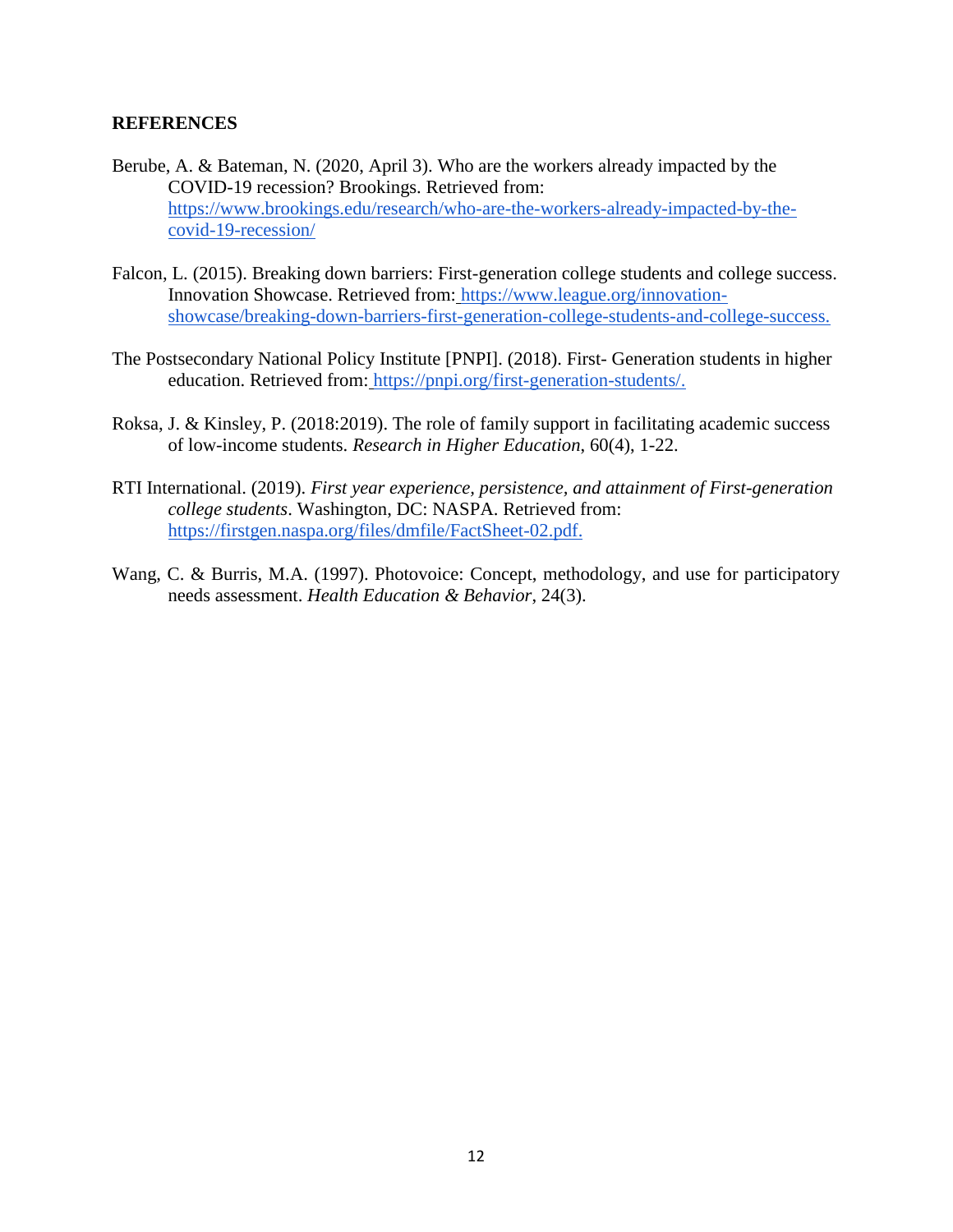**REFERENCES**

Berube, A. & Bateman, N. (2020, April 3). Who are the workers already impacted by the COVID-19 recession? Brookings. Retrieved from: https://www.brookings.edu/research/who-are-the-workers-already-impacted-by-the-covid-19-recession/

Falcon, L. (2015). Breaking down barriers: First-generation college students and college success. Innovation Showcase. Retrieved from: https://www.league.org/innovation-showcase/breaking-down-barriers-first-generation-college-students-and-college-success.

The Postsecondary National Policy Institute [PNPI]. (2018). First- Generation students in higher education. Retrieved from: https://pnpi.org/first-generation-students/.

Roksa, J. & Kinsley, P. (2018:2019). The role of family support in facilitating academic success of low-income students. *Research in Higher Education*, 60(4), 1-22.

RTI International. (2019). *First year experience, persistence, and attainment of First-generation college students*. Washington, DC: NASPA. Retrieved from: https://firstgen.naspa.org/files/dmfile/FactSheet-02.pdf.

Wang, C. & Burris, M.A. (1997). Photovoice: Concept, methodology, and use for participatory needs assessment. *Health Education & Behavior*, 24(3).